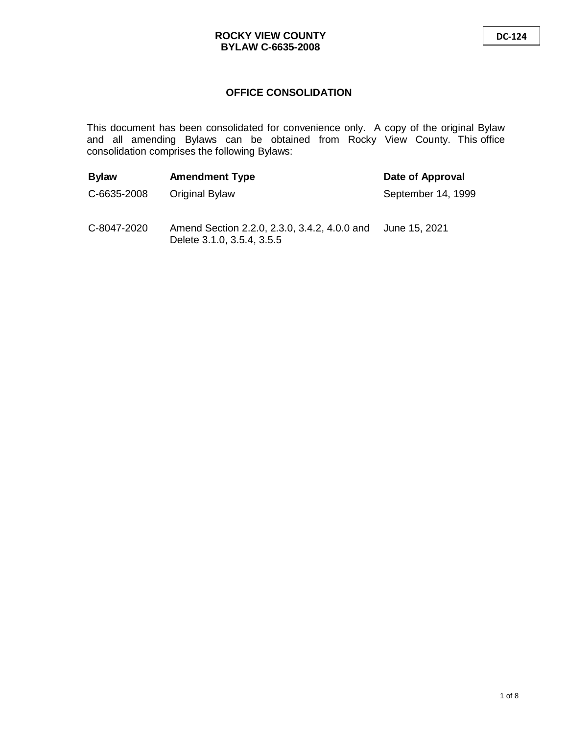**ROCKY VIEW COUNTY**
**BYLAW C-6635-2008**

**DC-124**

## OFFICE CONSOLIDATION

This document has been consolidated for convenience only. A copy of the original Bylaw and all amending Bylaws can be obtained from Rocky View County. This office consolidation comprises the following Bylaws:

| Bylaw | Amendment Type | Date of Approval |
|---|---|---|
| C-6635-2008 | Original Bylaw | September 14, 1999 |
| C-8047-2020 | Amend Section 2.2.0, 2.3.0, 3.4.2, 4.0.0 and Delete 3.1.0, 3.5.4, 3.5.5 | June 15, 2021 |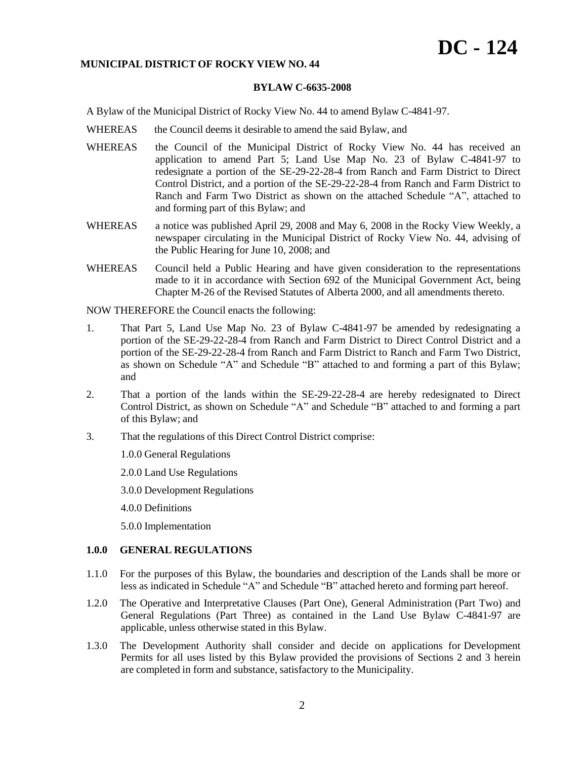# DC - 124

**MUNICIPAL DISTRICT OF ROCKY VIEW NO. 44**

**BYLAW C-6635-2008**

A Bylaw of the Municipal District of Rocky View No. 44 to amend Bylaw C-4841-97.

WHEREAS the Council deems it desirable to amend the said Bylaw, and

WHEREAS the Council of the Municipal District of Rocky View No. 44 has received an application to amend Part 5; Land Use Map No. 23 of Bylaw C-4841-97 to redesignate a portion of the SE-29-22-28-4 from Ranch and Farm District to Direct Control District, and a portion of the SE-29-22-28-4 from Ranch and Farm District to Ranch and Farm Two District as shown on the attached Schedule "A", attached to and forming part of this Bylaw; and

WHEREAS a notice was published April 29, 2008 and May 6, 2008 in the Rocky View Weekly, a newspaper circulating in the Municipal District of Rocky View No. 44, advising of the Public Hearing for June 10, 2008; and

WHEREAS Council held a Public Hearing and have given consideration to the representations made to it in accordance with Section 692 of the Municipal Government Act, being Chapter M-26 of the Revised Statutes of Alberta 2000, and all amendments thereto.

NOW THEREFORE the Council enacts the following:

1. That Part 5, Land Use Map No. 23 of Bylaw C-4841-97 be amended by redesignating a portion of the SE-29-22-28-4 from Ranch and Farm District to Direct Control District and a portion of the SE-29-22-28-4 from Ranch and Farm District to Ranch and Farm Two District, as shown on Schedule "A" and Schedule "B" attached to and forming a part of this Bylaw; and

2. That a portion of the lands within the SE-29-22-28-4 are hereby redesignated to Direct Control District, as shown on Schedule "A" and Schedule "B" attached to and forming a part of this Bylaw; and

3. That the regulations of this Direct Control District comprise:

   1.0.0 General Regulations

   2.0.0 Land Use Regulations

   3.0.0 Development Regulations

   4.0.0 Definitions

   5.0.0 Implementation

## 1.0.0 GENERAL REGULATIONS

1.1.0 For the purposes of this Bylaw, the boundaries and description of the Lands shall be more or less as indicated in Schedule "A" and Schedule "B" attached hereto and forming part hereof.

1.2.0 The Operative and Interpretative Clauses (Part One), General Administration (Part Two) and General Regulations (Part Three) as contained in the Land Use Bylaw C-4841-97 are applicable, unless otherwise stated in this Bylaw.

1.3.0 The Development Authority shall consider and decide on applications for Development Permits for all uses listed by this Bylaw provided the provisions of Sections 2 and 3 herein are completed in form and substance, satisfactory to the Municipality.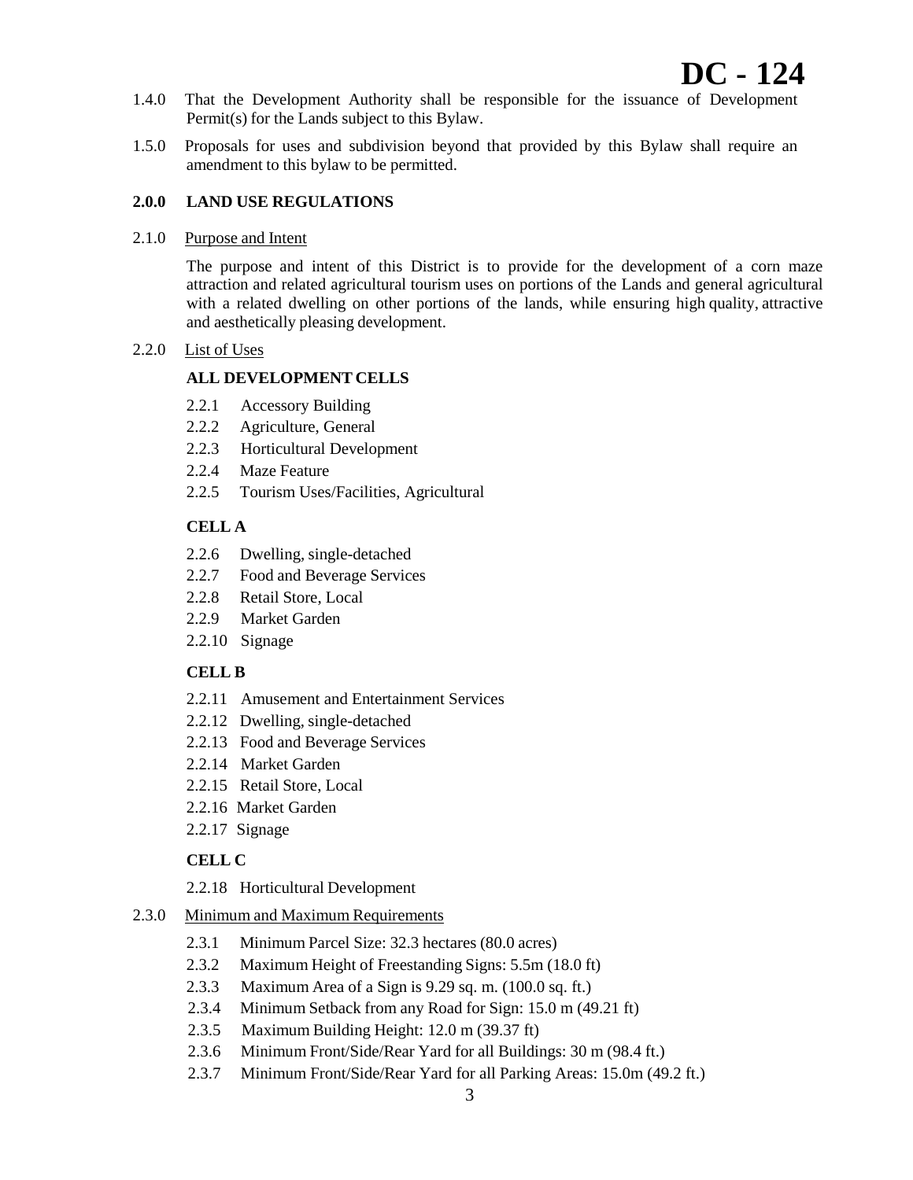1.4.0 That the Development Authority shall be responsible for the issuance of Development Permit(s) for the Lands subject to this Bylaw.

1.5.0 Proposals for uses and subdivision beyond that provided by this Bylaw shall require an amendment to this bylaw to be permitted.

## 2.0.0 LAND USE REGULATIONS

2.1.0 Purpose and Intent

The purpose and intent of this District is to provide for the development of a corn maze attraction and related agricultural tourism uses on portions of the Lands and general agricultural with a related dwelling on other portions of the lands, while ensuring high quality, attractive and aesthetically pleasing development.

2.2.0 List of Uses

**ALL DEVELOPMENT CELLS**

- 2.2.1 Accessory Building
- 2.2.2 Agriculture, General
- 2.2.3 Horticultural Development
- 2.2.4 Maze Feature
- 2.2.5 Tourism Uses/Facilities, Agricultural

**CELL A**

- 2.2.6 Dwelling, single-detached
- 2.2.7 Food and Beverage Services
- 2.2.8 Retail Store, Local
- 2.2.9 Market Garden
- 2.2.10 Signage

**CELL B**

- 2.2.11 Amusement and Entertainment Services
- 2.2.12 Dwelling, single-detached
- 2.2.13 Food and Beverage Services
- 2.2.14 Market Garden
- 2.2.15 Retail Store, Local
- 2.2.16 Market Garden
- 2.2.17 Signage

**CELL C**

- 2.2.18 Horticultural Development

2.3.0 Minimum and Maximum Requirements

- 2.3.1 Minimum Parcel Size: 32.3 hectares (80.0 acres)
- 2.3.2 Maximum Height of Freestanding Signs: 5.5m (18.0 ft)
- 2.3.3 Maximum Area of a Sign is 9.29 sq. m. (100.0 sq. ft.)
- 2.3.4 Minimum Setback from any Road for Sign: 15.0 m (49.21 ft)
- 2.3.5 Maximum Building Height: 12.0 m (39.37 ft)
- 2.3.6 Minimum Front/Side/Rear Yard for all Buildings: 30 m (98.4 ft.)
- 2.3.7 Minimum Front/Side/Rear Yard for all Parking Areas: 15.0m (49.2 ft.)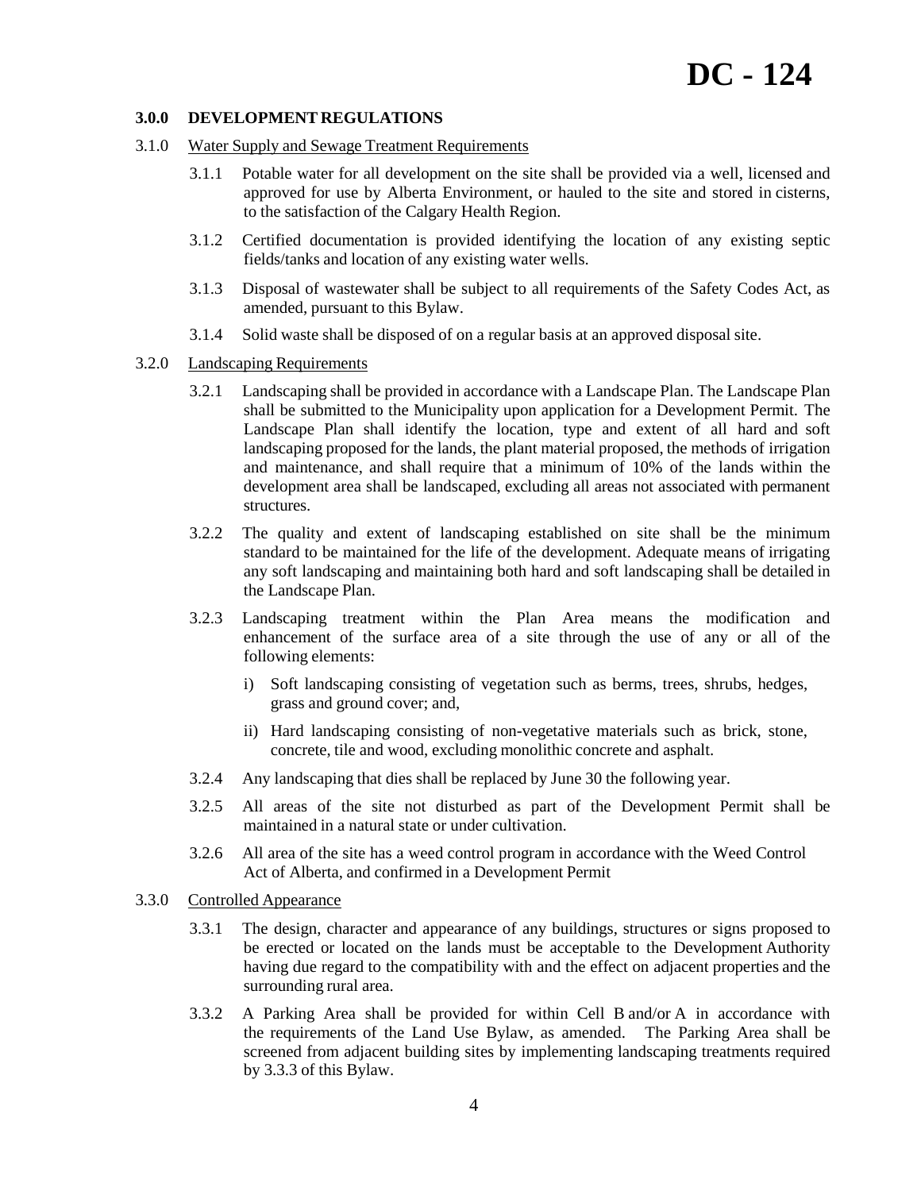# DC - 124

## 3.0.0 DEVELOPMENT REGULATIONS

3.1.0 Water Supply and Sewage Treatment Requirements

3.1.1 Potable water for all development on the site shall be provided via a well, licensed and approved for use by Alberta Environment, or hauled to the site and stored in cisterns, to the satisfaction of the Calgary Health Region.

3.1.2 Certified documentation is provided identifying the location of any existing septic fields/tanks and location of any existing water wells.

3.1.3 Disposal of wastewater shall be subject to all requirements of the Safety Codes Act, as amended, pursuant to this Bylaw.

3.1.4 Solid waste shall be disposed of on a regular basis at an approved disposal site.

3.2.0 Landscaping Requirements

3.2.1 Landscaping shall be provided in accordance with a Landscape Plan. The Landscape Plan shall be submitted to the Municipality upon application for a Development Permit. The Landscape Plan shall identify the location, type and extent of all hard and soft landscaping proposed for the lands, the plant material proposed, the methods of irrigation and maintenance, and shall require that a minimum of 10% of the lands within the development area shall be landscaped, excluding all areas not associated with permanent structures.

3.2.2 The quality and extent of landscaping established on site shall be the minimum standard to be maintained for the life of the development. Adequate means of irrigating any soft landscaping and maintaining both hard and soft landscaping shall be detailed in the Landscape Plan.

3.2.3 Landscaping treatment within the Plan Area means the modification and enhancement of the surface area of a site through the use of any or all of the following elements:

i) Soft landscaping consisting of vegetation such as berms, trees, shrubs, hedges, grass and ground cover; and,

ii) Hard landscaping consisting of non-vegetative materials such as brick, stone, concrete, tile and wood, excluding monolithic concrete and asphalt.

3.2.4 Any landscaping that dies shall be replaced by June 30 the following year.

3.2.5 All areas of the site not disturbed as part of the Development Permit shall be maintained in a natural state or under cultivation.

3.2.6 All area of the site has a weed control program in accordance with the Weed Control Act of Alberta, and confirmed in a Development Permit

3.3.0 Controlled Appearance

3.3.1 The design, character and appearance of any buildings, structures or signs proposed to be erected or located on the lands must be acceptable to the Development Authority having due regard to the compatibility with and the effect on adjacent properties and the surrounding rural area.

3.3.2 A Parking Area shall be provided for within Cell B and/or A in accordance with the requirements of the Land Use Bylaw, as amended. The Parking Area shall be screened from adjacent building sites by implementing landscaping treatments required by 3.3.3 of this Bylaw.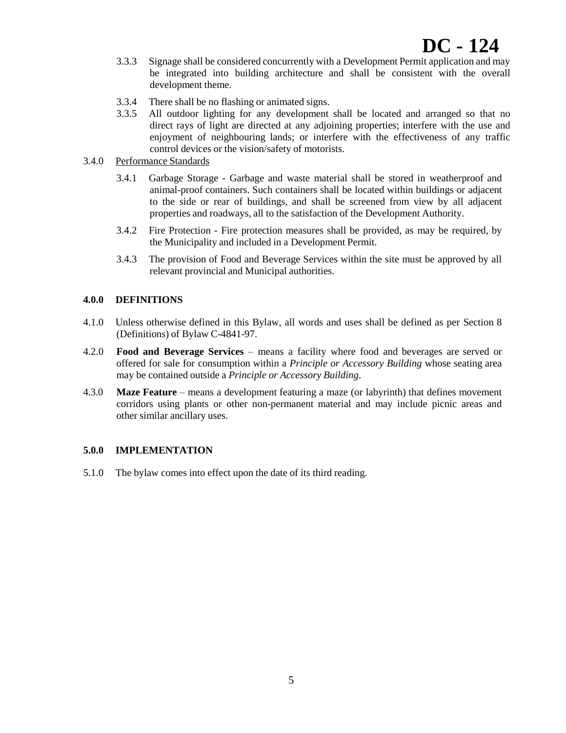3.3.3 Signage shall be considered concurrently with a Development Permit application and may be integrated into building architecture and shall be consistent with the overall development theme.

3.3.4 There shall be no flashing or animated signs.

3.3.5 All outdoor lighting for any development shall be located and arranged so that no direct rays of light are directed at any adjoining properties; interfere with the use and enjoyment of neighbouring lands; or interfere with the effectiveness of any traffic control devices or the vision/safety of motorists.

3.4.0 Performance Standards

3.4.1 Garbage Storage - Garbage and waste material shall be stored in weatherproof and animal-proof containers. Such containers shall be located within buildings or adjacent to the side or rear of buildings, and shall be screened from view by all adjacent properties and roadways, all to the satisfaction of the Development Authority.

3.4.2 Fire Protection - Fire protection measures shall be provided, as may be required, by the Municipality and included in a Development Permit.

3.4.3 The provision of Food and Beverage Services within the site must be approved by all relevant provincial and Municipal authorities.

## 4.0.0 DEFINITIONS

4.1.0 Unless otherwise defined in this Bylaw, all words and uses shall be defined as per Section 8 (Definitions) of Bylaw C-4841-97.

4.2.0 **Food and Beverage Services** – means a facility where food and beverages are served or offered for sale for consumption within a *Principle or Accessory Building* whose seating area may be contained outside a *Principle or Accessory Building*.

4.3.0 **Maze Feature** – means a development featuring a maze (or labyrinth) that defines movement corridors using plants or other non-permanent material and may include picnic areas and other similar ancillary uses.

## 5.0.0 IMPLEMENTATION

5.1.0 The bylaw comes into effect upon the date of its third reading.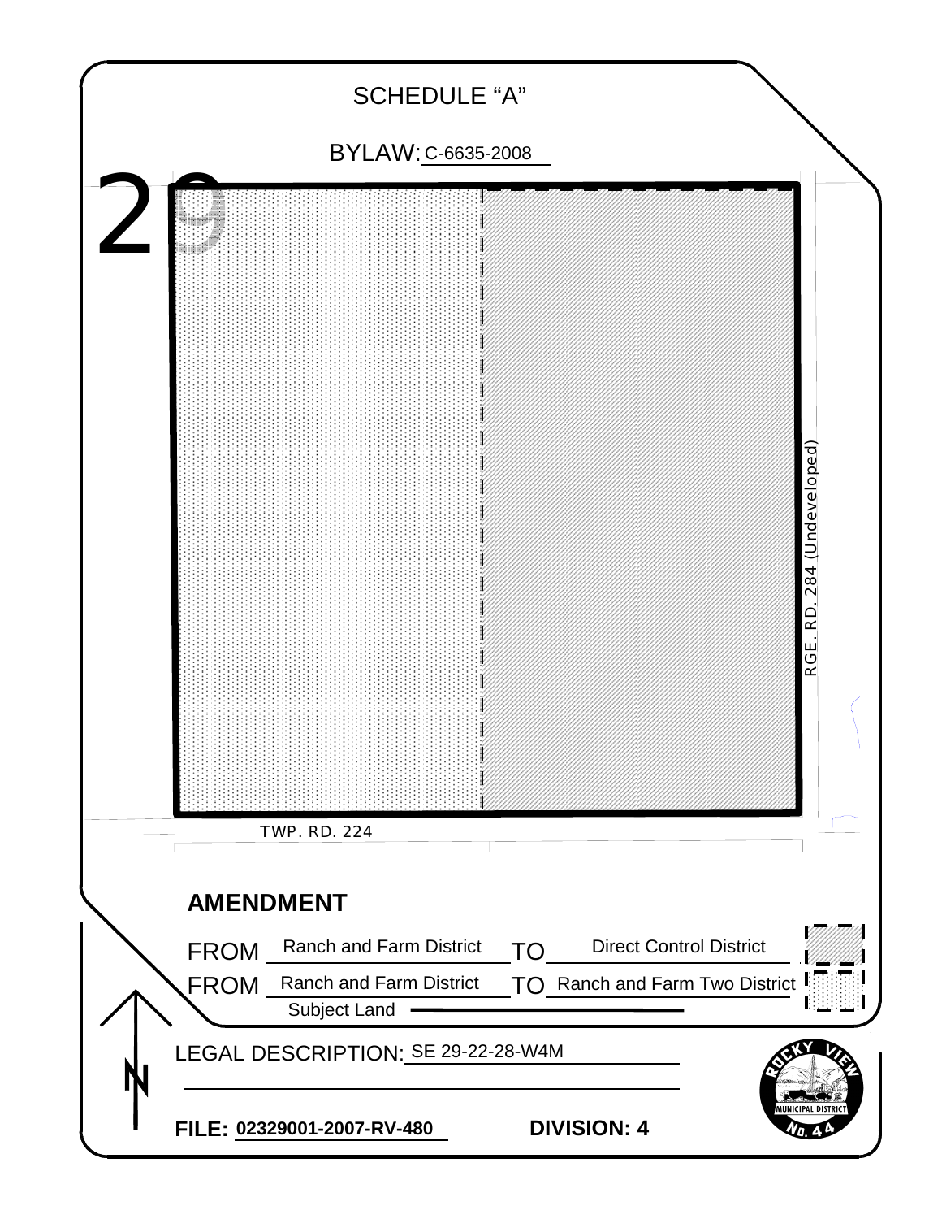# SCHEDULE "A"

BYLAW: C-6635-2008

29

RGE. RD. 284 (Undeveloped)

TWP. RD. 224

## AMENDMENT

FROM Ranch and Farm District TO Direct Control District

FROM Ranch and Farm District TO Ranch and Farm Two District

Subject Land

LEGAL DESCRIPTION: SE 29-22-28-W4M

**FILE:** 02329001-2007-RV-480 **DIVISION: 4**

ROCKY VIEW MUNICIPAL DISTRICT No. 44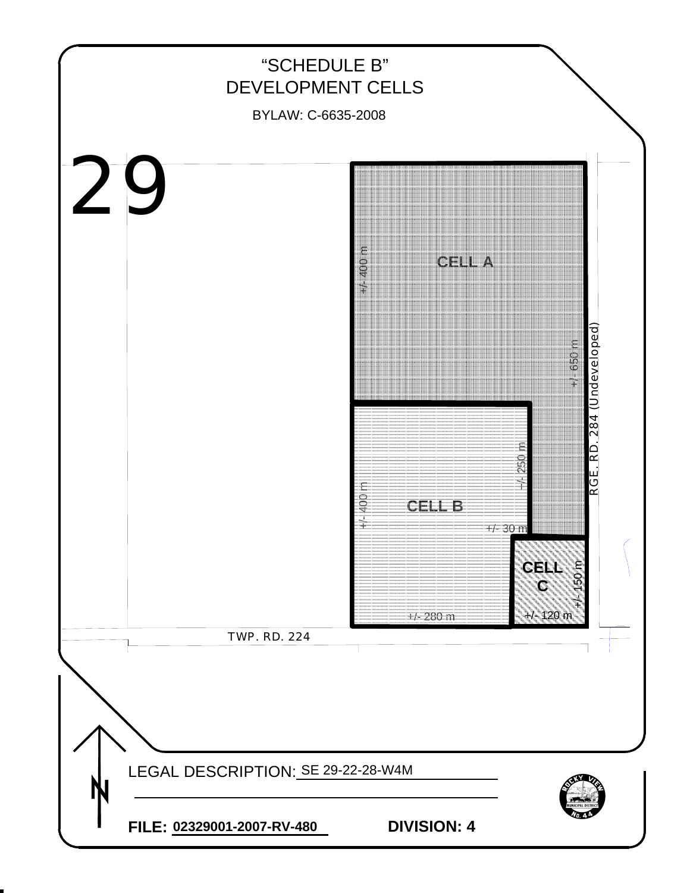# "SCHEDULE B"
## DEVELOPMENT CELLS

BYLAW: C-6635-2008

29

CELL A

+/- 400 m

+/- 650 m

RGE. RD. 284 (Undeveloped)

CELL B

+/- 400 m

+/- 250 m

+/- 30 m

+/- 280 m

CELL C

+/- 150 m

+/- 120 m

TWP. RD. 224

LEGAL DESCRIPTION: SE 29-22-28-W4M

FILE: 02329001-2007-RV-480

DIVISION: 4